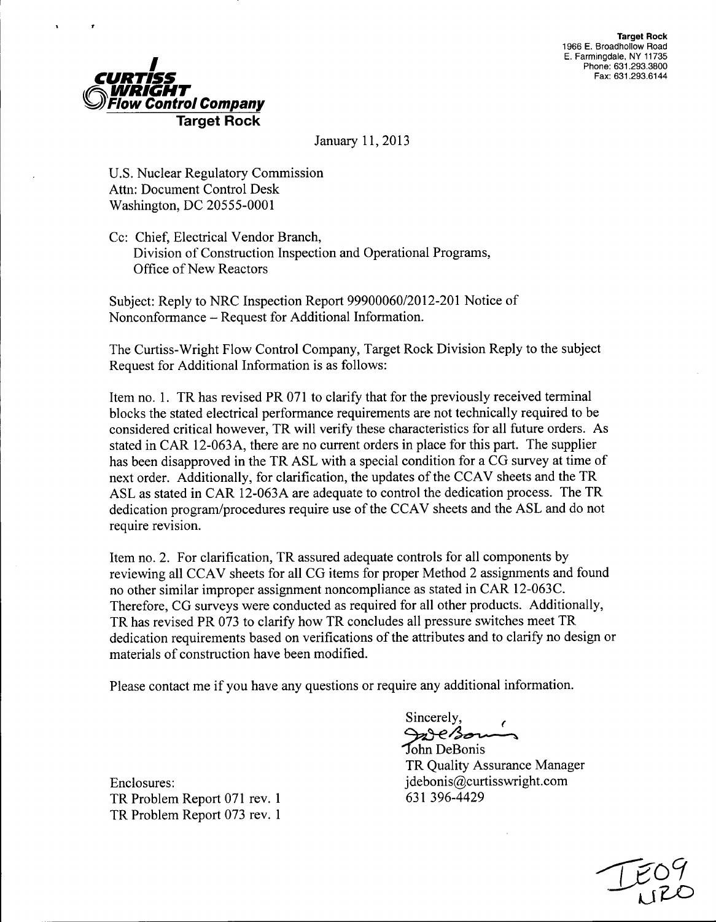**CURTISS WRIGHT Flow Control Company**
**Target Rock**

**Target Rock**
1966 E. Broadhollow Road
E. Farmingdale, NY 11735
Phone: 631.293.3800
Fax: 631.293.6144

January 11, 2013

U.S. Nuclear Regulatory Commission
Attn: Document Control Desk
Washington, DC 20555-0001

Cc: Chief, Electrical Vendor Branch,
Division of Construction Inspection and Operational Programs,
Office of New Reactors

Subject: Reply to NRC Inspection Report 99900060/2012-201 Notice of Nonconformance – Request for Additional Information.

The Curtiss-Wright Flow Control Company, Target Rock Division Reply to the subject Request for Additional Information is as follows:

Item no. 1. TR has revised PR 071 to clarify that for the previously received terminal blocks the stated electrical performance requirements are not technically required to be considered critical however, TR will verify these characteristics for all future orders. As stated in CAR 12-063A, there are no current orders in place for this part. The supplier has been disapproved in the TR ASL with a special condition for a CG survey at time of next order. Additionally, for clarification, the updates of the CCAV sheets and the TR ASL as stated in CAR 12-063A are adequate to control the dedication process. The TR dedication program/procedures require use of the CCAV sheets and the ASL and do not require revision.

Item no. 2. For clarification, TR assured adequate controls for all components by reviewing all CCAV sheets for all CG items for proper Method 2 assignments and found no other similar improper assignment noncompliance as stated in CAR 12-063C. Therefore, CG surveys were conducted as required for all other products. Additionally, TR has revised PR 073 to clarify how TR concludes all pressure switches meet TR dedication requirements based on verifications of the attributes and to clarify no design or materials of construction have been modified.

Please contact me if you have any questions or require any additional information.

Sincerely,

John DeBonis
TR Quality Assurance Manager
jdebonis@curtisswright.com
631 396-4429

Enclosures:
TR Problem Report 071 rev. 1
TR Problem Report 073 rev. 1

IE09
NRO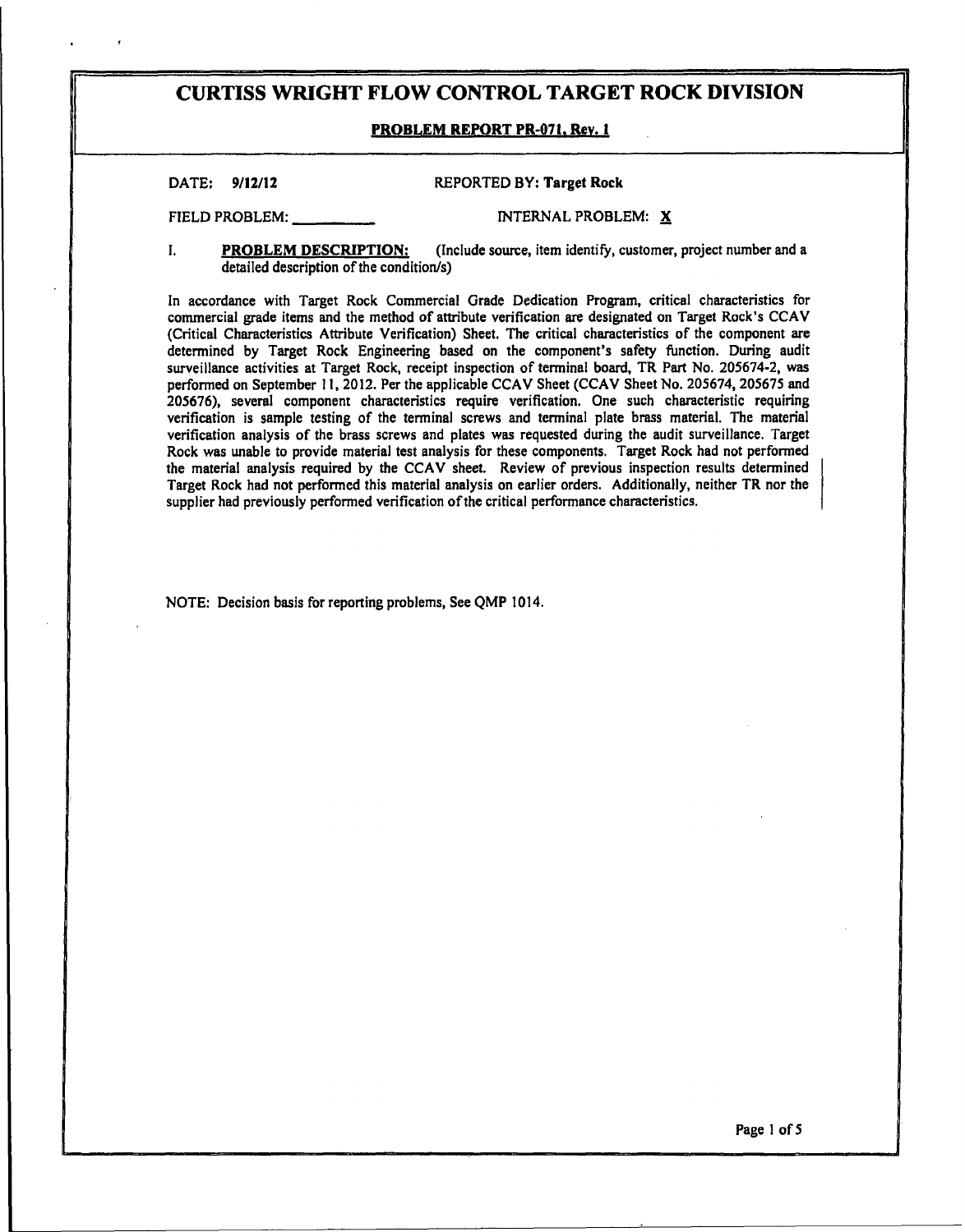# CURTISS WRIGHT FLOW CONTROL TARGET ROCK DIVISION

**PROBLEM REPORT PR-071, Rev. 1**

DATE: **9/12/12** REPORTED BY: **Target Rock**

FIELD PROBLEM: \_\_\_\_\_\_\_\_\_\_ INTERNAL PROBLEM: **X**

I. **PROBLEM DESCRIPTION:** (Include source, item identify, customer, project number and a detailed description of the condition/s)

In accordance with Target Rock Commercial Grade Dedication Program, critical characteristics for commercial grade items and the method of attribute verification are designated on Target Rock's CCAV (Critical Characteristics Attribute Verification) Sheet. The critical characteristics of the component are determined by Target Rock Engineering based on the component's safety function. During audit surveillance activities at Target Rock, receipt inspection of terminal board, TR Part No. 205674-2, was performed on September 11, 2012. Per the applicable CCAV Sheet (CCAV Sheet No. 205674, 205675 and 205676), several component characteristics require verification. One such characteristic requiring verification is sample testing of the terminal screws and terminal plate brass material. The material verification analysis of the brass screws and plates was requested during the audit surveillance. Target Rock was unable to provide material test analysis for these components. Target Rock had not performed the material analysis required by the CCAV sheet. Review of previous inspection results determined Target Rock had not performed this material analysis on earlier orders. Additionally, neither TR nor the supplier had previously performed verification of the critical performance characteristics.

NOTE: Decision basis for reporting problems, See QMP 1014.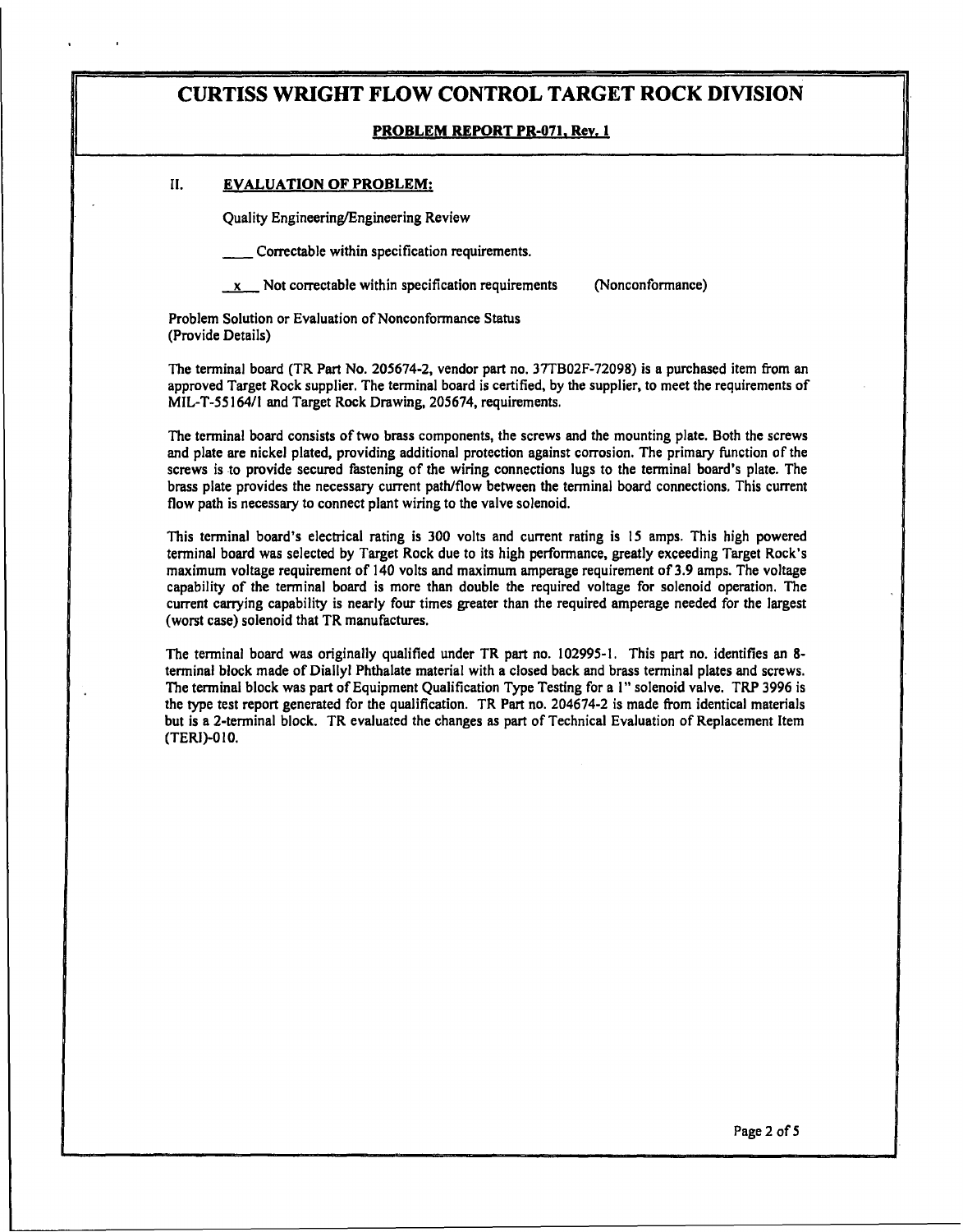# CURTISS WRIGHT FLOW CONTROL TARGET ROCK DIVISION

**PROBLEM REPORT PR-071, Rev. 1**

## II. EVALUATION OF PROBLEM:

Quality Engineering/Engineering Review

____ Correctable within specification requirements.

\_x\_ Not correctable within specification requirements (Nonconformance)

Problem Solution or Evaluation of Nonconformance Status
(Provide Details)

The terminal board (TR Part No. 205674-2, vendor part no. 37TB02F-72098) is a purchased item from an approved Target Rock supplier. The terminal board is certified, by the supplier, to meet the requirements of MIL-T-55164/1 and Target Rock Drawing, 205674, requirements.

The terminal board consists of two brass components, the screws and the mounting plate. Both the screws and plate are nickel plated, providing additional protection against corrosion. The primary function of the screws is to provide secured fastening of the wiring connections lugs to the terminal board's plate. The brass plate provides the necessary current path/flow between the terminal board connections. This current flow path is necessary to connect plant wiring to the valve solenoid.

This terminal board's electrical rating is 300 volts and current rating is 15 amps. This high powered terminal board was selected by Target Rock due to its high performance, greatly exceeding Target Rock's maximum voltage requirement of 140 volts and maximum amperage requirement of 3.9 amps. The voltage capability of the terminal board is more than double the required voltage for solenoid operation. The current carrying capability is nearly four times greater than the required amperage needed for the largest (worst case) solenoid that TR manufactures.

The terminal board was originally qualified under TR part no. 102995-1. This part no. identifies an 8-terminal block made of Diallyl Phthalate material with a closed back and brass terminal plates and screws. The terminal block was part of Equipment Qualification Type Testing for a 1" solenoid valve. TRP 3996 is the type test report generated for the qualification. TR Part no. 204674-2 is made from identical materials but is a 2-terminal block. TR evaluated the changes as part of Technical Evaluation of Replacement Item (TERI)-010.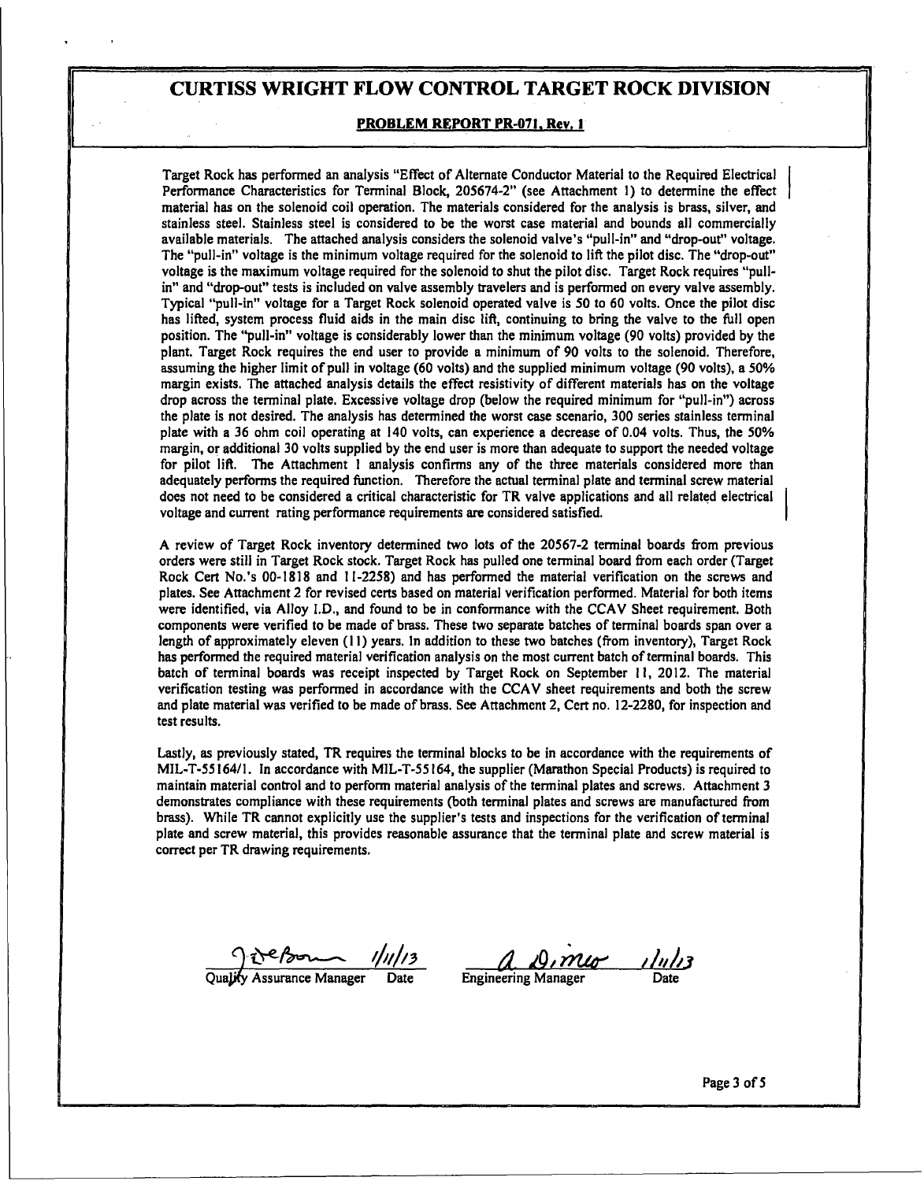# CURTISS WRIGHT FLOW CONTROL TARGET ROCK DIVISION

**PROBLEM REPORT PR-071, Rev. 1**

Target Rock has performed an analysis "Effect of Alternate Conductor Material to the Required Electrical Performance Characteristics for Terminal Block, 205674-2" (see Attachment 1) to determine the effect material has on the solenoid coil operation. The materials considered for the analysis is brass, silver, and stainless steel. Stainless steel is considered to be the worst case material and bounds all commercially available materials. The attached analysis considers the solenoid valve's "pull-in" and "drop-out" voltage. The "pull-in" voltage is the minimum voltage required for the solenoid to lift the pilot disc. The "drop-out" voltage is the maximum voltage required for the solenoid to shut the pilot disc. Target Rock requires "pull-in" and "drop-out" tests is included on valve assembly travelers and is performed on every valve assembly. Typical "pull-in" voltage for a Target Rock solenoid operated valve is 50 to 60 volts. Once the pilot disc has lifted, system process fluid aids in the main disc lift, continuing to bring the valve to the full open position. The "pull-in" voltage is considerably lower than the minimum voltage (90 volts) provided by the plant. Target Rock requires the end user to provide a minimum of 90 volts to the solenoid. Therefore, assuming the higher limit of pull in voltage (60 volts) and the supplied minimum voltage (90 volts), a 50% margin exists. The attached analysis details the effect resistivity of different materials has on the voltage drop across the terminal plate. Excessive voltage drop (below the required minimum for "pull-in") across the plate is not desired. The analysis has determined the worst case scenario, 300 series stainless terminal plate with a 36 ohm coil operating at 140 volts, can experience a decrease of 0.04 volts. Thus, the 50% margin, or additional 30 volts supplied by the end user is more than adequate to support the needed voltage for pilot lift. The Attachment 1 analysis confirms any of the three materials considered more than adequately performs the required function. Therefore the actual terminal plate and terminal screw material does not need to be considered a critical characteristic for TR valve applications and all related electrical voltage and current rating performance requirements are considered satisfied.

A review of Target Rock inventory determined two lots of the 20567-2 terminal boards from previous orders were still in Target Rock stock. Target Rock has pulled one terminal board from each order (Target Rock Cert No.'s 00-1818 and 11-2258) and has performed the material verification on the screws and plates. See Attachment 2 for revised certs based on material verification performed. Material for both items were identified, via Alloy I.D., and found to be in conformance with the CCAV Sheet requirement. Both components were verified to be made of brass. These two separate batches of terminal boards span over a length of approximately eleven (11) years. In addition to these two batches (from inventory), Target Rock has performed the required material verification analysis on the most current batch of terminal boards. This batch of terminal boards was receipt inspected by Target Rock on September 11, 2012. The material verification testing was performed in accordance with the CCAV sheet requirements and both the screw and plate material was verified to be made of brass. See Attachment 2, Cert no. 12-2280, for inspection and test results.

Lastly, as previously stated, TR requires the terminal blocks to be in accordance with the requirements of MIL-T-55164/1. In accordance with MIL-T-55164, the supplier (Marathon Special Products) is required to maintain material control and to perform material analysis of the terminal plates and screws. Attachment 3 demonstrates compliance with these requirements (both terminal plates and screws are manufactured from brass). While TR cannot explicitly use the supplier's tests and inspections for the verification of terminal plate and screw material, this provides reasonable assurance that the terminal plate and screw material is correct per TR drawing requirements.

| [Signature] 1/11/13 | [Signature] 1/11/13 |
|---|---|
| Quality Assurance Manager — Date | Engineering Manager — Date |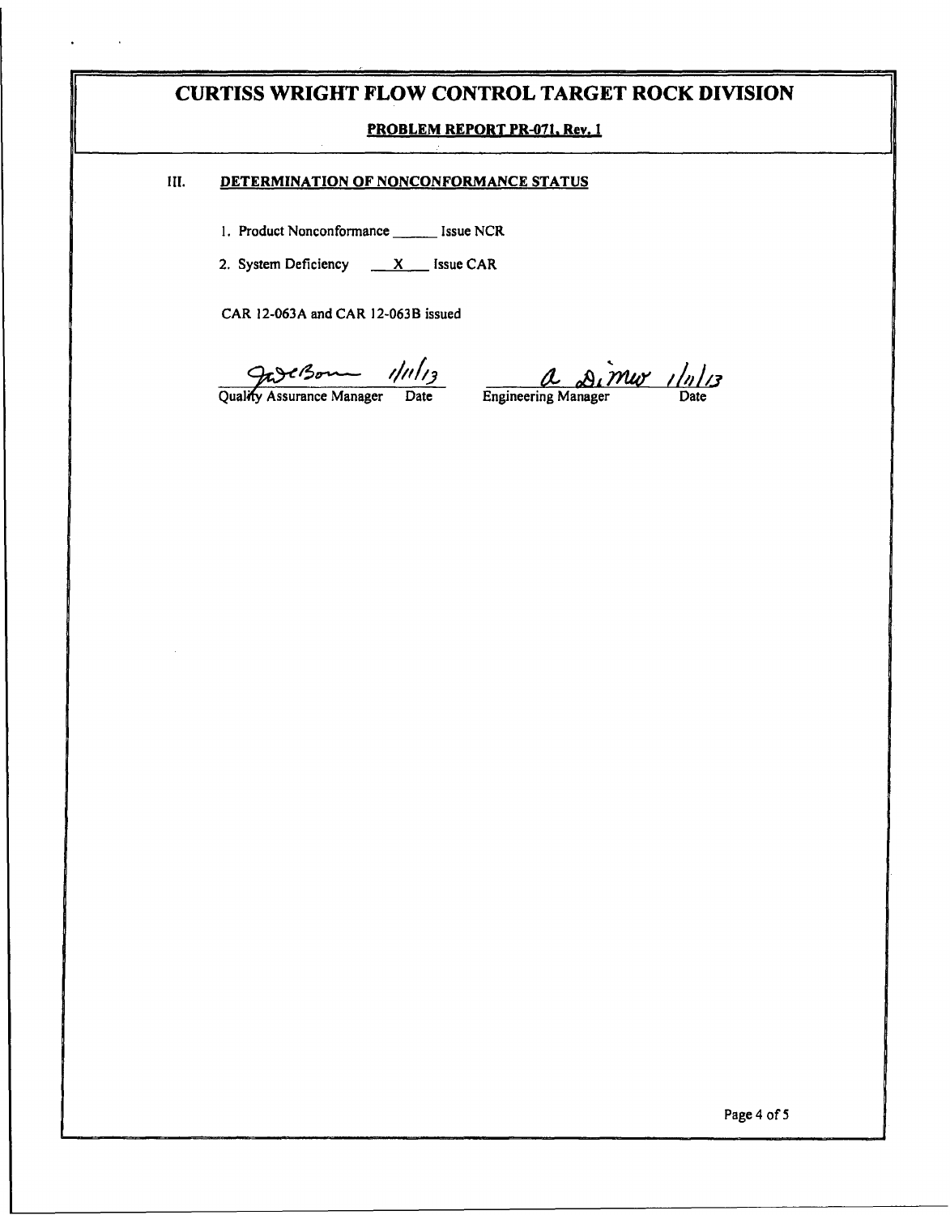# CURTISS WRIGHT FLOW CONTROL TARGET ROCK DIVISION

**PROBLEM REPORT PR-071, Rev. 1**

## III. DETERMINATION OF NONCONFORMANCE STATUS

1. Product Nonconformance ______ Issue NCR
2. System Deficiency ___X___ Issue CAR

CAR 12-063A and CAR 12-063B issued

| (signature) 1/11/13 | (signature) 1/11/13 |
|---|---|
| Quality Assurance Manager Date | Engineering Manager Date |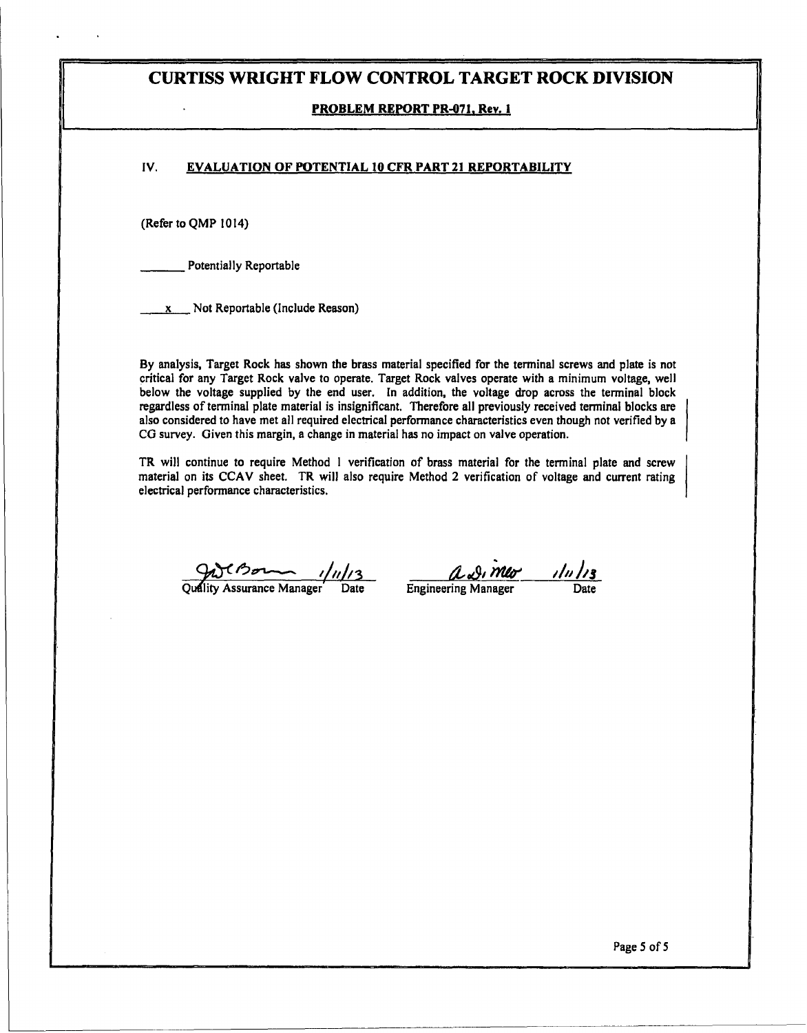# CURTISS WRIGHT FLOW CONTROL TARGET ROCK DIVISION

**PROBLEM REPORT PR-071, Rev. 1**

## IV. EVALUATION OF POTENTIAL 10 CFR PART 21 REPORTABILITY

(Refer to QMP 1014)

_______ Potentially Reportable

___x___ Not Reportable (Include Reason)

By analysis, Target Rock has shown the brass material specified for the terminal screws and plate is not critical for any Target Rock valve to operate. Target Rock valves operate with a minimum voltage, well below the voltage supplied by the end user. In addition, the voltage drop across the terminal block regardless of terminal plate material is insignificant. Therefore all previously received terminal blocks are also considered to have met all required electrical performance characteristics even though not verified by a CG survey. Given this margin, a change in material has no impact on valve operation.

TR will continue to require Method 1 verification of brass material for the terminal plate and screw material on its CCAV sheet. TR will also require Method 2 verification of voltage and current rating electrical performance characteristics.

| Quality Assurance Manager | Date | Engineering Manager | Date |
|---|---|---|---|
| [signature] | 1/11/13 | [signature] | 1/11/13 |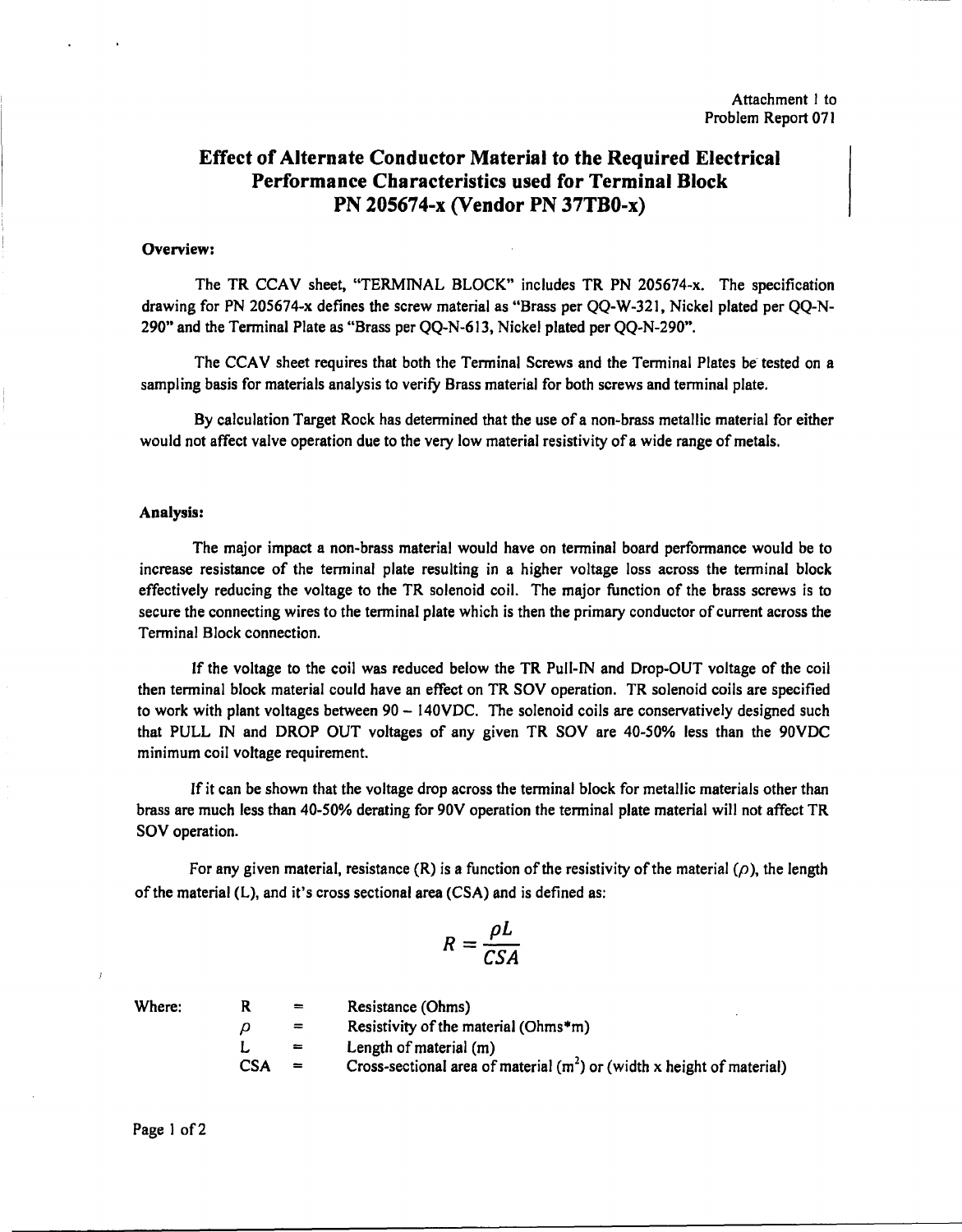Attachment 1 to
Problem Report 071

# Effect of Alternate Conductor Material to the Required Electrical Performance Characteristics used for Terminal Block PN 205674-x (Vendor PN 37TB0-x)

**Overview:**

The TR CCAV sheet, "TERMINAL BLOCK" includes TR PN 205674-x. The specification drawing for PN 205674-x defines the screw material as "Brass per QQ-W-321, Nickel plated per QQ-N-290" and the Terminal Plate as "Brass per QQ-N-613, Nickel plated per QQ-N-290".

The CCAV sheet requires that both the Terminal Screws and the Terminal Plates be tested on a sampling basis for materials analysis to verify Brass material for both screws and terminal plate.

By calculation Target Rock has determined that the use of a non-brass metallic material for either would not affect valve operation due to the very low material resistivity of a wide range of metals.

**Analysis:**

The major impact a non-brass material would have on terminal board performance would be to increase resistance of the terminal plate resulting in a higher voltage loss across the terminal block effectively reducing the voltage to the TR solenoid coil. The major function of the brass screws is to secure the connecting wires to the terminal plate which is then the primary conductor of current across the Terminal Block connection.

If the voltage to the coil was reduced below the TR Pull-IN and Drop-OUT voltage of the coil then terminal block material could have an effect on TR SOV operation. TR solenoid coils are specified to work with plant voltages between 90 – 140VDC. The solenoid coils are conservatively designed such that PULL IN and DROP OUT voltages of any given TR SOV are 40-50% less than the 90VDC minimum coil voltage requirement.

If it can be shown that the voltage drop across the terminal block for metallic materials other than brass are much less than 40-50% derating for 90V operation the terminal plate material will not affect TR SOV operation.

For any given material, resistance (R) is a function of the resistivity of the material ($\rho$), the length of the material (L), and it's cross sectional area (CSA) and is defined as:

$$R = \frac{\rho L}{CSA}$$

Where:

| | | |
|---|---|---|
| R | = | Resistance (Ohms) |
| $\rho$ | = | Resistivity of the material (Ohms*m) |
| L | = | Length of material (m) |
| CSA | = | Cross-sectional area of material ($m^2$) or (width x height of material) |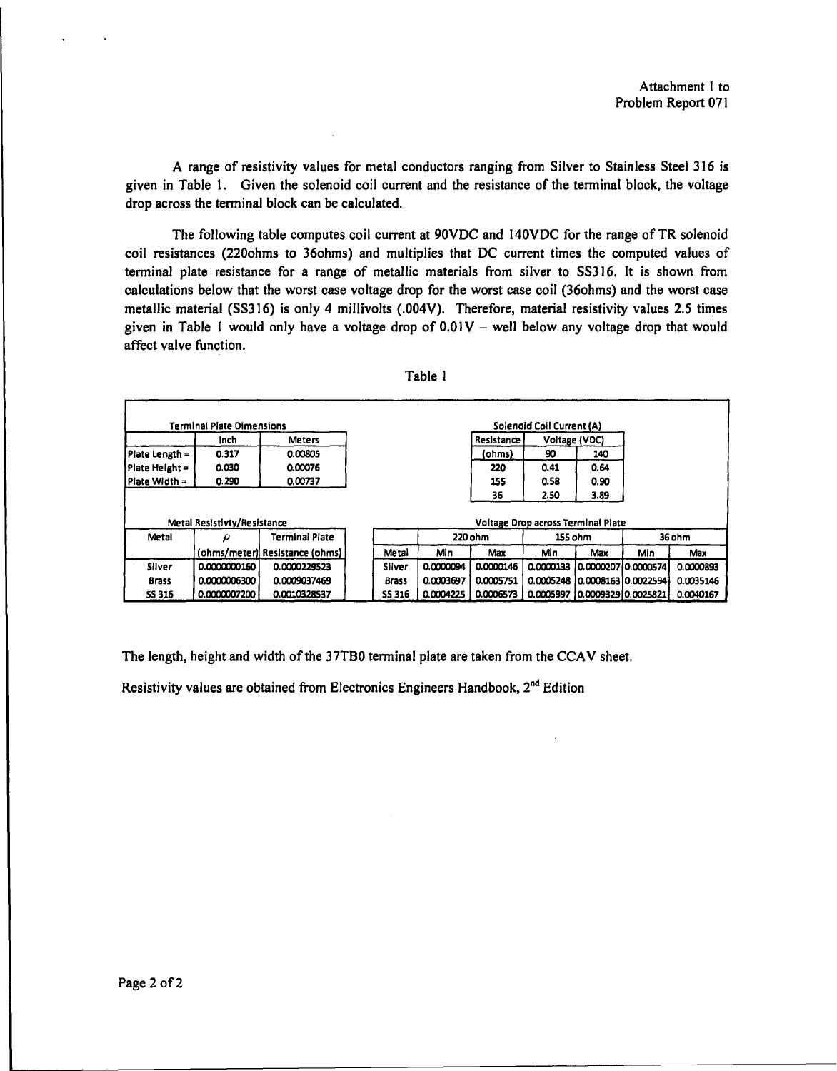Attachment I to
Problem Report 071

A range of resistivity values for metal conductors ranging from Silver to Stainless Steel 316 is given in Table 1. Given the solenoid coil current and the resistance of the terminal block, the voltage drop across the terminal block can be calculated.

The following table computes coil current at 90VDC and 140VDC for the range of TR solenoid coil resistances (220ohms to 36ohms) and multiplies that DC current times the computed values of terminal plate resistance for a range of metallic materials from silver to SS316. It is shown from calculations below that the worst case voltage drop for the worst case coil (36ohms) and the worst case metallic material (SS316) is only 4 millivolts (.004V). Therefore, material resistivity values 2.5 times given in Table 1 would only have a voltage drop of 0.01V – well below any voltage drop that would affect valve function.

Table 1

**Terminal Plate Dimensions**

| | Inch | Meters |
|---|---|---|
| Plate Length = | 0.317 | 0.00805 |
| Plate Height = | 0.030 | 0.00076 |
| Plate Width = | 0.290 | 0.00737 |

**Solenoid Coil Current (A)**

| Resistance | Voltage (VDC) | |
|---|---|---|
| (ohms) | 90 | 140 |
| 220 | 0.41 | 0.64 |
| 155 | 0.58 | 0.90 |
| 36 | 2.50 | 3.89 |

**Metal Resistivty/Resistance**

| Metal | $\rho$ | Terminal Plate |
|---|---|---|
| | (ohms/meter) | Resistance (ohms) |
| Silver | 0.0000000160 | 0.0000229523 |
| Brass | 0.0000006300 | 0.0009037469 |
| SS 316 | 0.0000007200 | 0.0010328537 |

**Voltage Drop across Terminal Plate**

| | 220 ohm | | 155 ohm | | 36 ohm | |
|---|---|---|---|---|---|---|
| Metal | Min | Max | Min | Max | Min | Max |
| Silver | 0.0000094 | 0.0000146 | 0.0000133 | 0.0000207 | 0.0000574 | 0.0000893 |
| Brass | 0.0003697 | 0.0005751 | 0.0005248 | 0.0008163 | 0.0022594 | 0.0035146 |
| SS 316 | 0.0004225 | 0.0006573 | 0.0005997 | 0.0009329 | 0.0025821 | 0.0040167 |

The length, height and width of the 37TB0 terminal plate are taken from the CCAV sheet.

Resistivity values are obtained from Electronics Engineers Handbook, 2nd Edition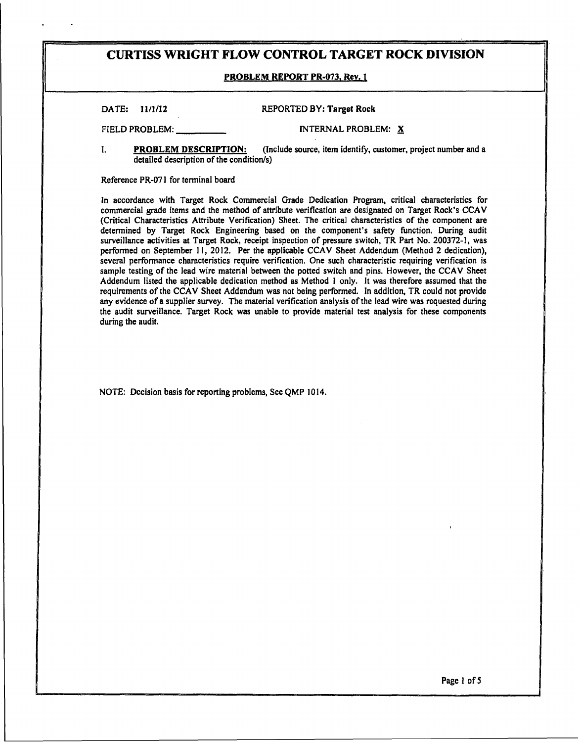# CURTISS WRIGHT FLOW CONTROL TARGET ROCK DIVISION

**PROBLEM REPORT PR-073, Rev. 1**

DATE: **11/1/12** REPORTED BY: **Target Rock**

FIELD PROBLEM: __________ INTERNAL PROBLEM: X

I. **PROBLEM DESCRIPTION:** (Include source, item identify, customer, project number and a detailed description of the condition/s)

Reference PR-071 for terminal board

In accordance with Target Rock Commercial Grade Dedication Program, critical characteristics for commercial grade items and the method of attribute verification are designated on Target Rock's CCAV (Critical Characteristics Attribute Verification) Sheet. The critical characteristics of the component are determined by Target Rock Engineering based on the component's safety function. During audit surveillance activities at Target Rock, receipt inspection of pressure switch, TR Part No. 200372-1, was performed on September 11, 2012. Per the applicable CCAV Sheet Addendum (Method 2 dedication), several performance characteristics require verification. One such characteristic requiring verification is sample testing of the lead wire material between the potted switch and pins. However, the CCAV Sheet Addendum listed the applicable dedication method as Method 1 only. It was therefore assumed that the requirements of the CCAV Sheet Addendum was not being performed. In addition, TR could not provide any evidence of a supplier survey. The material verification analysis of the lead wire was requested during the audit surveillance. Target Rock was unable to provide material test analysis for these components during the audit.

NOTE: Decision basis for reporting problems, See QMP 1014.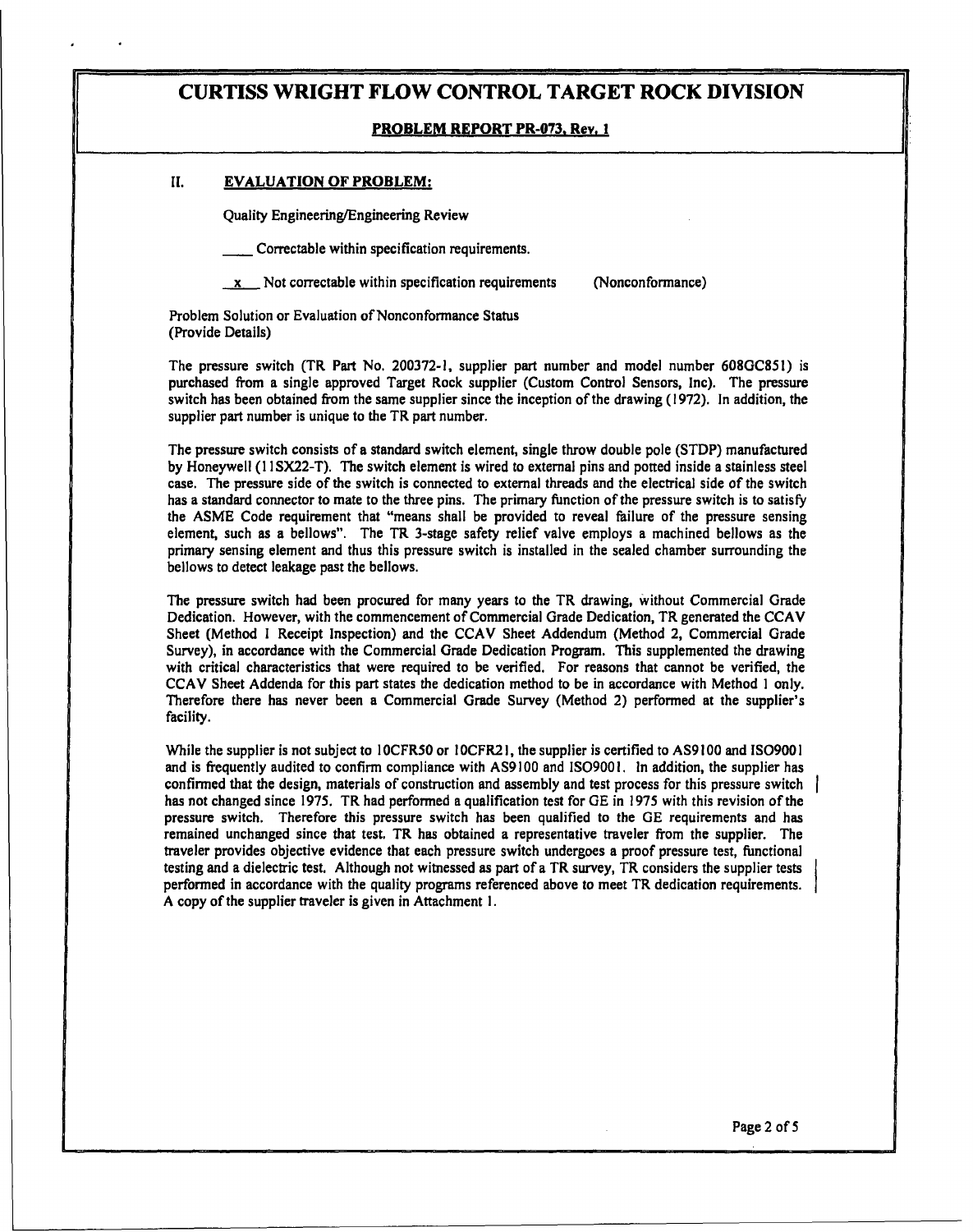# CURTISS WRIGHT FLOW CONTROL TARGET ROCK DIVISION

**PROBLEM REPORT PR-073, Rev. 1**

## II. EVALUATION OF PROBLEM:

Quality Engineering/Engineering Review

\_\_\_\_ Correctable within specification requirements.

\_x\_ Not correctable within specification requirements (Nonconformance)

Problem Solution or Evaluation of Nonconformance Status
(Provide Details)

The pressure switch (TR Part No. 200372-1, supplier part number and model number 608GC851) is purchased from a single approved Target Rock supplier (Custom Control Sensors, Inc). The pressure switch has been obtained from the same supplier since the inception of the drawing (1972). In addition, the supplier part number is unique to the TR part number.

The pressure switch consists of a standard switch element, single throw double pole (STDP) manufactured by Honeywell (11SX22-T). The switch element is wired to external pins and potted inside a stainless steel case. The pressure side of the switch is connected to external threads and the electrical side of the switch has a standard connector to mate to the three pins. The primary function of the pressure switch is to satisfy the ASME Code requirement that "means shall be provided to reveal failure of the pressure sensing element, such as a bellows". The TR 3-stage safety relief valve employs a machined bellows as the primary sensing element and thus this pressure switch is installed in the sealed chamber surrounding the bellows to detect leakage past the bellows.

The pressure switch had been procured for many years to the TR drawing, without Commercial Grade Dedication. However, with the commencement of Commercial Grade Dedication, TR generated the CCAV Sheet (Method 1 Receipt Inspection) and the CCAV Sheet Addendum (Method 2, Commercial Grade Survey), in accordance with the Commercial Grade Dedication Program. This supplemented the drawing with critical characteristics that were required to be verified. For reasons that cannot be verified, the CCAV Sheet Addenda for this part states the dedication method to be in accordance with Method 1 only. Therefore there has never been a Commercial Grade Survey (Method 2) performed at the supplier's facility.

While the supplier is not subject to 10CFR50 or 10CFR21, the supplier is certified to AS9100 and ISO9001 and is frequently audited to confirm compliance with AS9100 and ISO9001. In addition, the supplier has confirmed that the design, materials of construction and assembly and test process for this pressure switch has not changed since 1975. TR had performed a qualification test for GE in 1975 with this revision of the pressure switch. Therefore this pressure switch has been qualified to the GE requirements and has remained unchanged since that test. TR has obtained a representative traveler from the supplier. The traveler provides objective evidence that each pressure switch undergoes a proof pressure test, functional testing and a dielectric test. Although not witnessed as part of a TR survey, TR considers the supplier tests performed in accordance with the quality programs referenced above to meet TR dedication requirements. A copy of the supplier traveler is given in Attachment 1.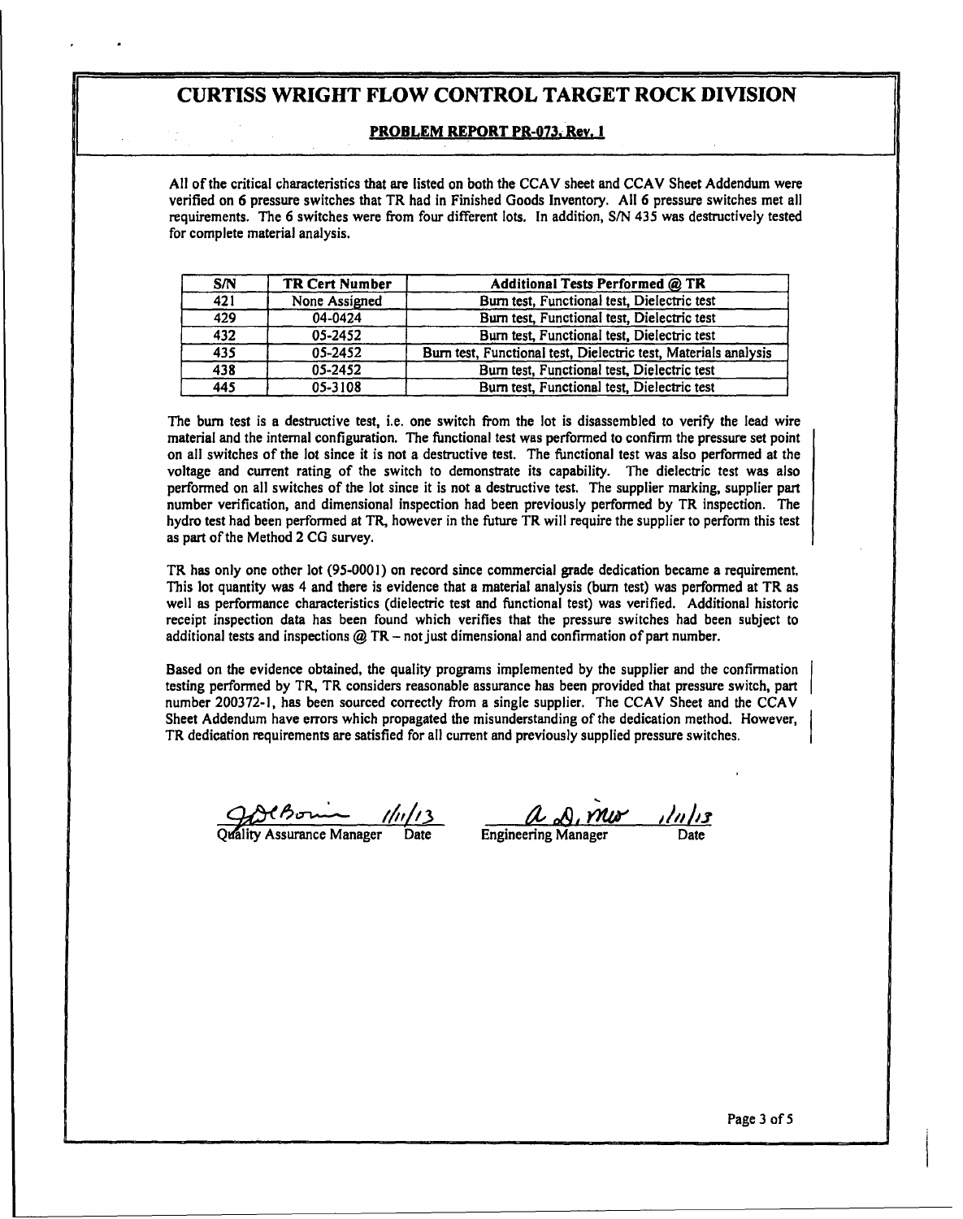# CURTISS WRIGHT FLOW CONTROL TARGET ROCK DIVISION

**PROBLEM REPORT PR-073, Rev. 1**

All of the critical characteristics that are listed on both the CCAV sheet and CCAV Sheet Addendum were verified on 6 pressure switches that TR had in Finished Goods Inventory. All 6 pressure switches met all requirements. The 6 switches were from four different lots. In addition, S/N 435 was destructively tested for complete material analysis.

| S/N | TR Cert Number | Additional Tests Performed @ TR |
|---|---|---|
| 421 | None Assigned | Burn test, Functional test, Dielectric test |
| 429 | 04-0424 | Burn test, Functional test, Dielectric test |
| 432 | 05-2452 | Burn test, Functional test, Dielectric test |
| 435 | 05-2452 | Burn test, Functional test, Dielectric test, Materials analysis |
| 438 | 05-2452 | Burn test, Functional test, Dielectric test |
| 445 | 05-3108 | Burn test, Functional test, Dielectric test |

The burn test is a destructive test, i.e. one switch from the lot is disassembled to verify the lead wire material and the internal configuration. The functional test was performed to confirm the pressure set point on all switches of the lot since it is not a destructive test. The functional test was also performed at the voltage and current rating of the switch to demonstrate its capability. The dielectric test was also performed on all switches of the lot since it is not a destructive test. The supplier marking, supplier part number verification, and dimensional inspection had been previously performed by TR inspection. The hydro test had been performed at TR, however in the future TR will require the supplier to perform this test as part of the Method 2 CG survey.

TR has only one other lot (95-0001) on record since commercial grade dedication became a requirement. This lot quantity was 4 and there is evidence that a material analysis (burn test) was performed at TR as well as performance characteristics (dielectric test and functional test) was verified. Additional historic receipt inspection data has been found which verifies that the pressure switches had been subject to additional tests and inspections @ TR – not just dimensional and confirmation of part number.

Based on the evidence obtained, the quality programs implemented by the supplier and the confirmation testing performed by TR, TR considers reasonable assurance has been provided that pressure switch, part number 200372-1, has been sourced correctly from a single supplier. The CCAV Sheet and the CCAV Sheet Addendum have errors which propagated the misunderstanding of the dedication method. However, TR dedication requirements are satisfied for all current and previously supplied pressure switches.

[Signature] 1/11/13
Quality Assurance Manager — Date

[Signature] 1/11/13
Engineering Manager — Date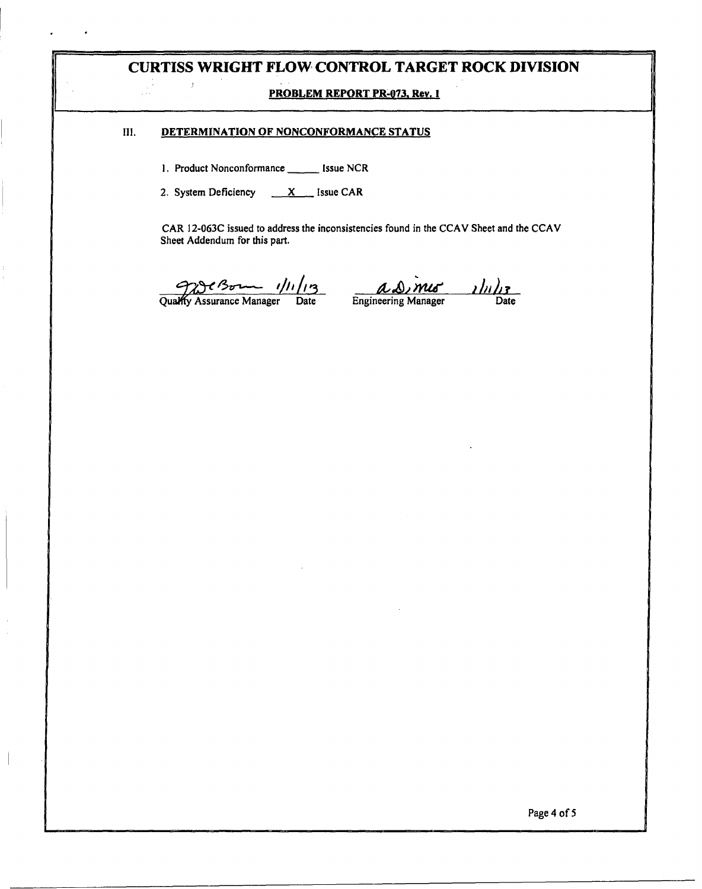# CURTISS WRIGHT FLOW CONTROL TARGET ROCK DIVISION

**PROBLEM REPORT PR-073, Rev. 1**

## III. DETERMINATION OF NONCONFORMANCE STATUS

1. Product Nonconformance ______ Issue NCR
2. System Deficiency ___X___ Issue CAR

CAR 12-063C issued to address the inconsistencies found in the CCAV Sheet and the CCAV Sheet Addendum for this part.

| (signature) 1/11/13 | (signature) 1/11/13 |
|---|---|
| Quality Assurance Manager Date | Engineering Manager Date |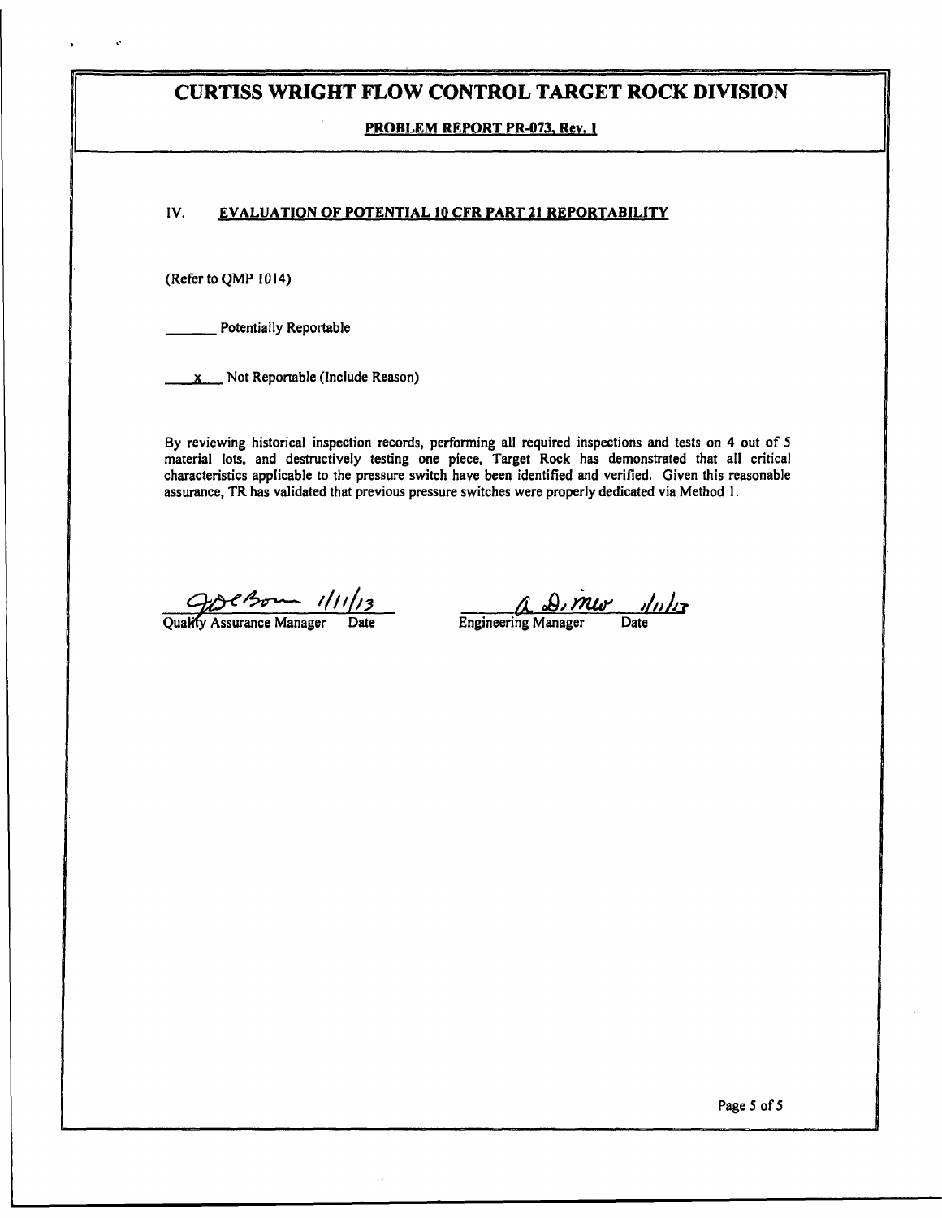# CURTISS WRIGHT FLOW CONTROL TARGET ROCK DIVISION

**PROBLEM REPORT PR-073, Rev. 1**

## IV. EVALUATION OF POTENTIAL 10 CFR PART 21 REPORTABILITY

(Refer to QMP 1014)

_______ Potentially Reportable

___x___ Not Reportable (Include Reason)

By reviewing historical inspection records, performing all required inspections and tests on 4 out of 5 material lots, and destructively testing one piece, Target Rock has demonstrated that all critical characteristics applicable to the pressure switch have been identified and verified. Given this reasonable assurance, TR has validated that previous pressure switches were properly dedicated via Method 1.

[Signature] 1/11/13
Quality Assurance Manager    Date

[Signature] 1/11/13
Engineering Manager    Date